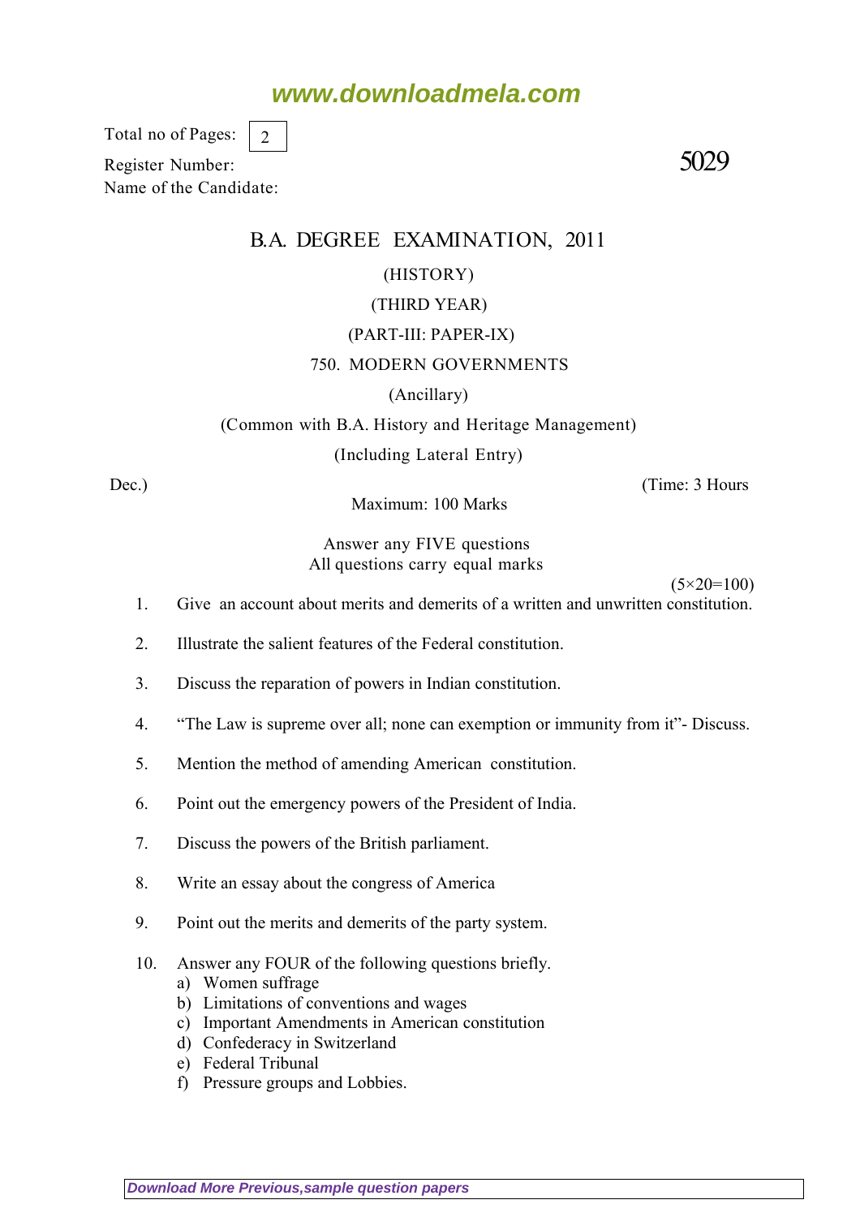www.downloadmela.com

Total no of Pages: 2

Register Number:

Name of the Candidate:

5029

# B.A. DEGREE EXAMINATION, 2011

(HISTORY)

(THIRD YEAR)

(PART-III: PAPER-IX)

750. MODERN GOVERNMENTS

(Ancillary)

(Common with B.A. History and Heritage Management)

(Including Lateral Entry)

Dec.) (Time: 3 Hours

Maximum: 100 Marks

Answer any FIVE questions
All questions carry equal marks

(5×20=100)

1. Give an account about merits and demerits of a written and unwritten constitution.
2. Illustrate the salient features of the Federal constitution.
3. Discuss the reparation of powers in Indian constitution.
4. "The Law is supreme over all; none can exemption or immunity from it"- Discuss.
5. Mention the method of amending American constitution.
6. Point out the emergency powers of the President of India.
7. Discuss the powers of the British parliament.
8. Write an essay about the congress of America
9. Point out the merits and demerits of the party system.
10. Answer any FOUR of the following questions briefly.
    a) Women suffrage
    b) Limitations of conventions and wages
    c) Important Amendments in American constitution
    d) Confederacy in Switzerland
    e) Federal Tribunal
    f) Pressure groups and Lobbies.

Download More Previous,sample question papers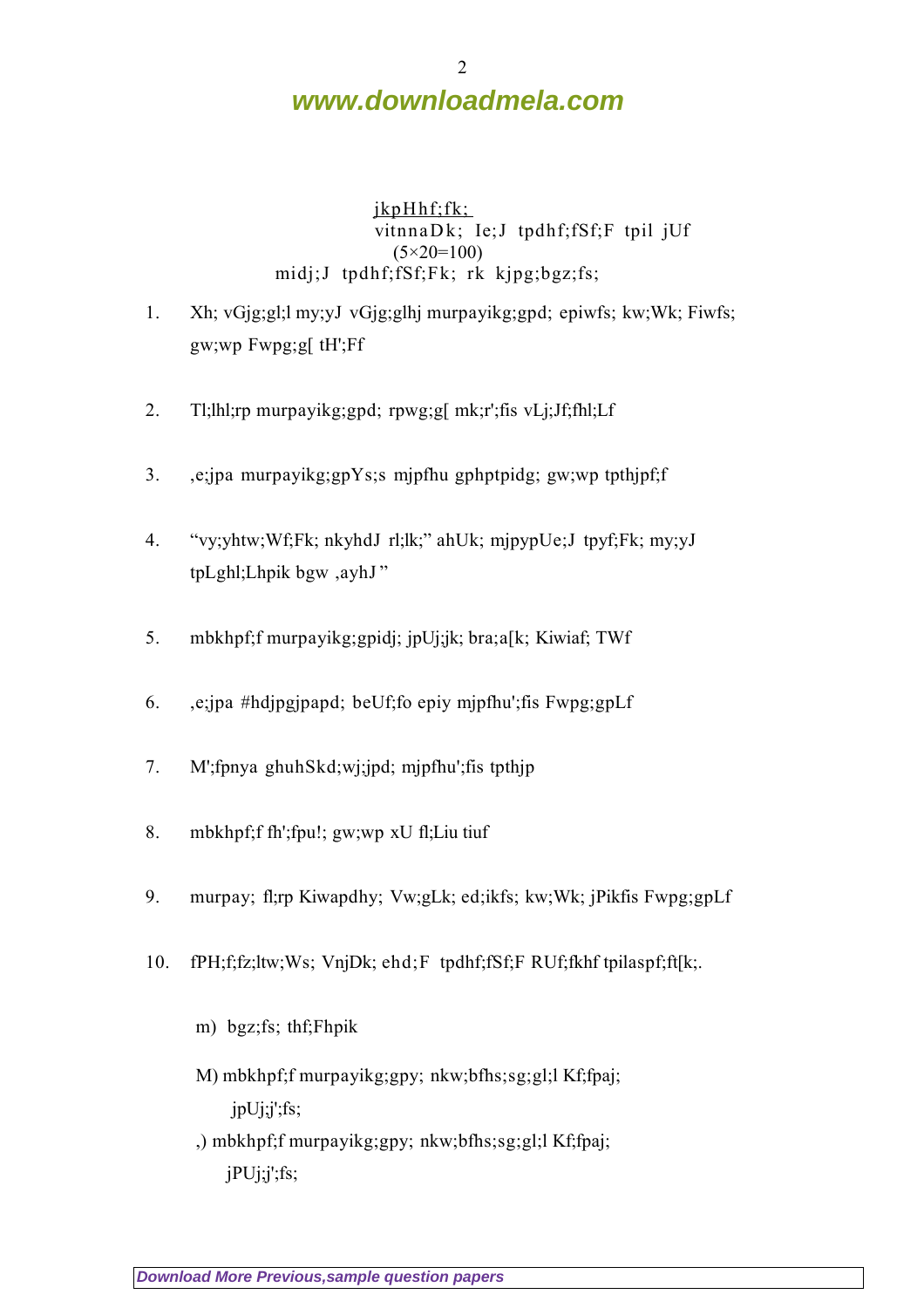jkpHhf;fk;
vitnnaDk; Ie;J tpdhf;fSf;F tpil jUf
(5×20=100)
midj;J tpdhf;fSf;Fk; rk kjpg;bgz;fs;

1. Xh; vGjg;gl;l my;yJ vGjg;glhj murpayikg;gpd; epiwfs; kw;Wk; Fiwfs; gw;wp Fwpg;g[ tH';Ff

2. Tl;lhl;rp murpayikg;gpd; rpwg;g[ mk;r';fis vLj;Jf;fhl;Lf

3. ,e;jpa murpayikg;gpYs;s mjpfhu gphptpidg; gw;wp tpthjpf;f

4. "vy;yhtw;Wf;Fk; nkyhdJ rl;lk;" ahUk; mjpypUe;J tpyf;Fk; my;yJ tpLghl;Lhpik bgw ,ayhJ"

5. mbkhpf;f murpayikg;gpidj; jpUj;jk; bra;a[k; Kiwiaf; TWf

6. ,e;jpa #hdjpgjpapd; beUf;fo epiy mjpfhu';fis Fwpg;gpLf

7. M';fpnya ghuhSkd;wj;jpd; mjpfhu';fis tpthjp

8. mbkhpf;f fh';fpu!; gw;wp xU fl;Liu tiuf

9. murpay; fl;rp Kiwapdhy; Vw;gLk; ed;ikfs; kw;Wk; jPikfis Fwpg;gpLf

10. fPH;f;fz;ltw;Ws; VnjDk; ehd;F tpdhf;fSf;F RUf;fkhf tpilaspf;ft[k;.

m) bgz;fs; thf;Fhpik

M) mbkhpf;f murpayikg;gpy; nkw;bfhs;sg;gl;l Kf;fpaj; jpUj;j';fs;

,) mbkhpf;f murpayikg;gpy; nkw;bfhs;sg;gl;l Kf;fpaj; jPUj;j';fs;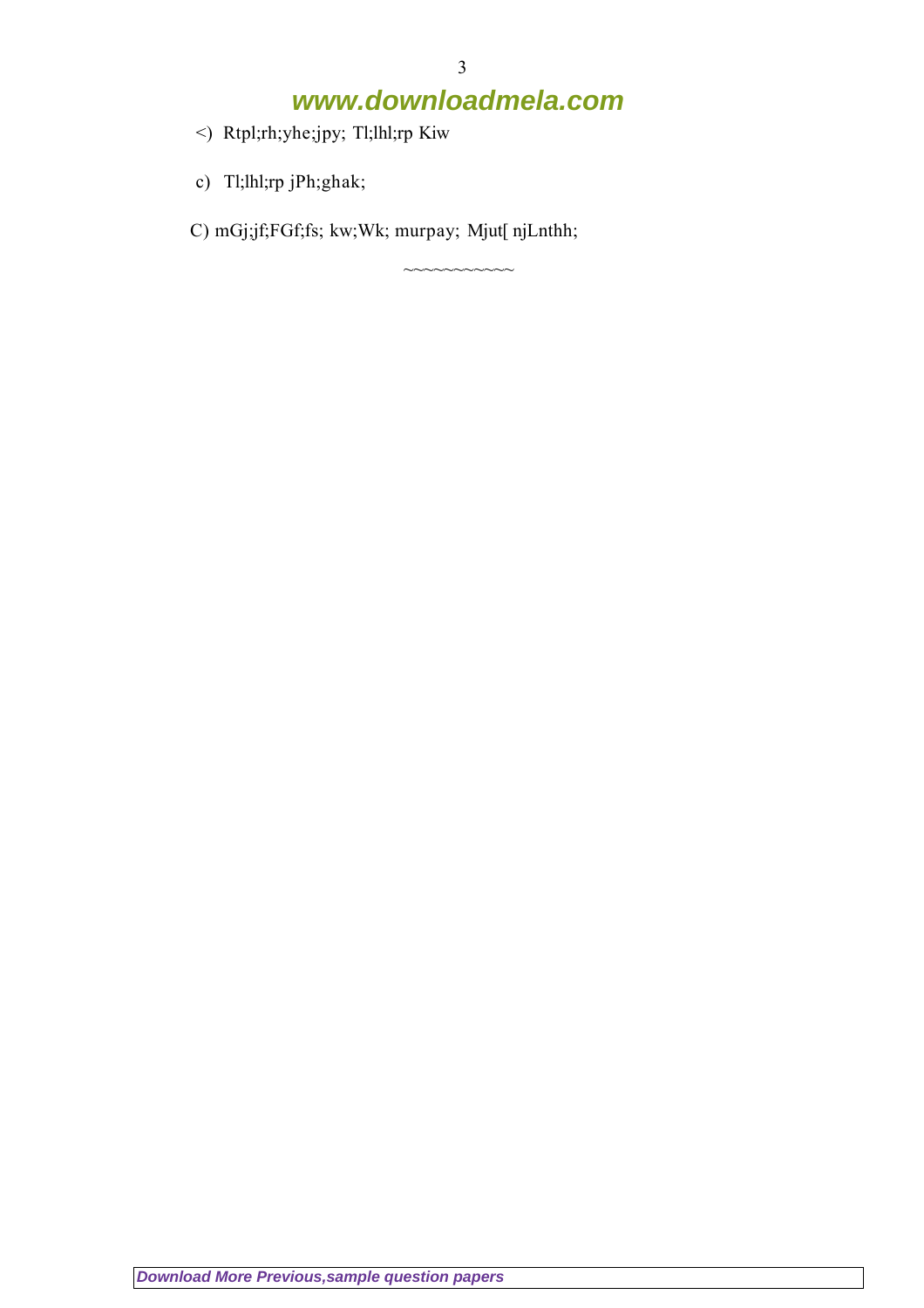<) Rtpl;rh;yhe;jpy; Tl;lhl;rp Kiw

c) Tl;lhl;rp jPh;ghak;

C) mGj;jf;FGf;fs; kw;Wk; murpay; Mjut[ njLnthh;

~~~~~~~~~~~